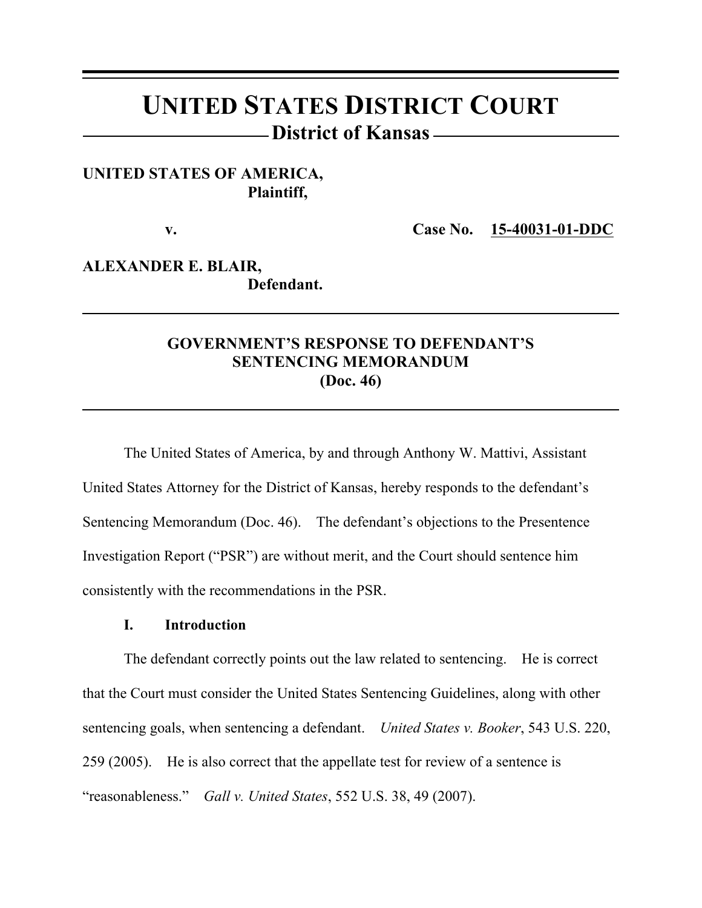# UNITED STATES DISTRICT COURT

## District of Kansas

**UNITED STATES OF AMERICA,**
**Plaintiff,**

**v.** **Case No. 15-40031-01-DDC**

**ALEXANDER E. BLAIR,**
**Defendant.**

---

**GOVERNMENT'S RESPONSE TO DEFENDANT'S SENTENCING MEMORANDUM (Doc. 46)**

---

The United States of America, by and through Anthony W. Mattivi, Assistant United States Attorney for the District of Kansas, hereby responds to the defendant's Sentencing Memorandum (Doc. 46). The defendant's objections to the Presentence Investigation Report ("PSR") are without merit, and the Court should sentence him consistently with the recommendations in the PSR.

### I. Introduction

The defendant correctly points out the law related to sentencing. He is correct that the Court must consider the United States Sentencing Guidelines, along with other sentencing goals, when sentencing a defendant. *United States v. Booker*, 543 U.S. 220, 259 (2005). He is also correct that the appellate test for review of a sentence is "reasonableness." *Gall v. United States*, 552 U.S. 38, 49 (2007).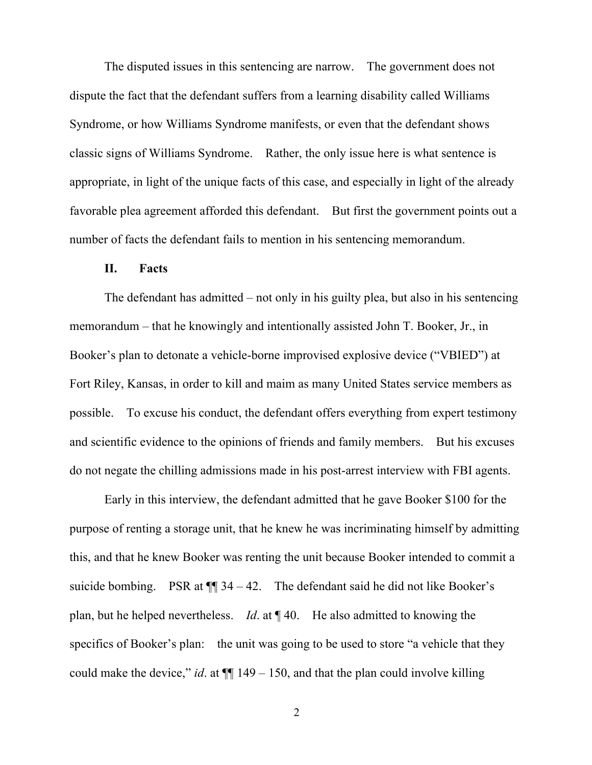The disputed issues in this sentencing are narrow. The government does not dispute the fact that the defendant suffers from a learning disability called Williams Syndrome, or how Williams Syndrome manifests, or even that the defendant shows classic signs of Williams Syndrome. Rather, the only issue here is what sentence is appropriate, in light of the unique facts of this case, and especially in light of the already favorable plea agreement afforded this defendant. But first the government points out a number of facts the defendant fails to mention in his sentencing memorandum.

## II. Facts

The defendant has admitted – not only in his guilty plea, but also in his sentencing memorandum – that he knowingly and intentionally assisted John T. Booker, Jr., in Booker's plan to detonate a vehicle-borne improvised explosive device ("VBIED") at Fort Riley, Kansas, in order to kill and maim as many United States service members as possible. To excuse his conduct, the defendant offers everything from expert testimony and scientific evidence to the opinions of friends and family members. But his excuses do not negate the chilling admissions made in his post-arrest interview with FBI agents.

Early in this interview, the defendant admitted that he gave Booker $100 for the purpose of renting a storage unit, that he knew he was incriminating himself by admitting this, and that he knew Booker was renting the unit because Booker intended to commit a suicide bombing. PSR at ¶¶ 34 – 42. The defendant said he did not like Booker's plan, but he helped nevertheless. *Id*. at ¶ 40. He also admitted to knowing the specifics of Booker's plan: the unit was going to be used to store "a vehicle that they could make the device," *id*. at ¶¶ 149 – 150, and that the plan could involve killing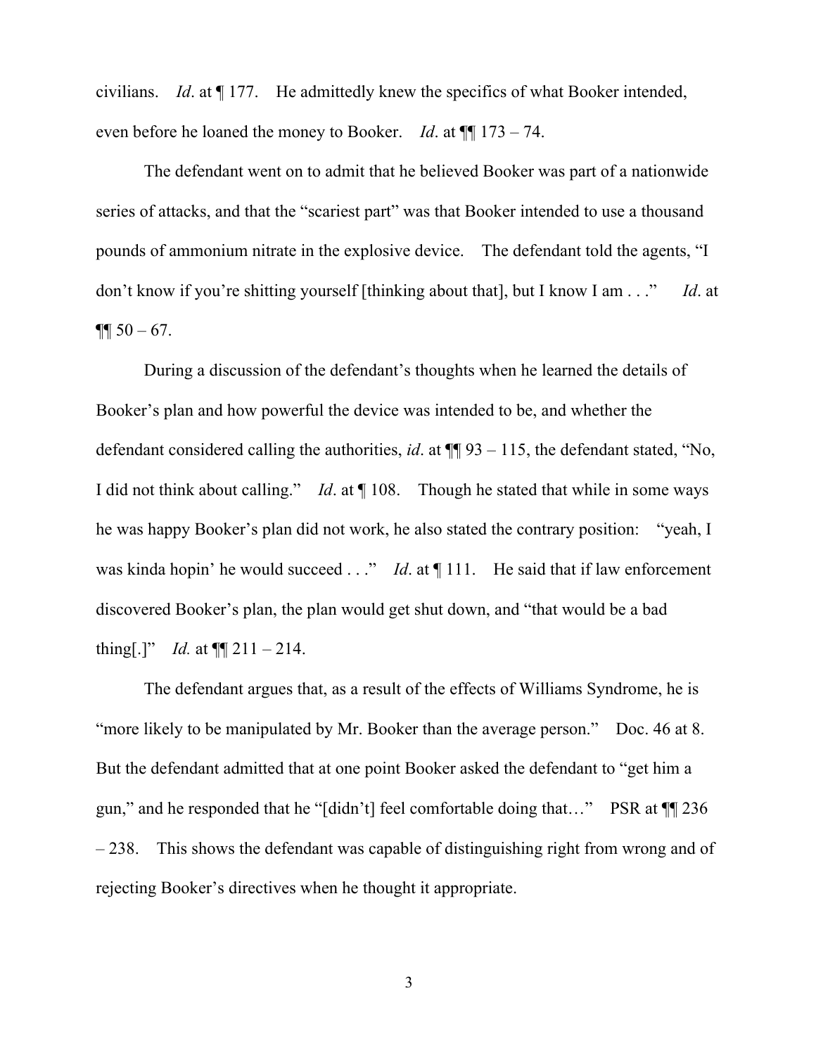civilians. *Id*. at ¶ 177. He admittedly knew the specifics of what Booker intended, even before he loaned the money to Booker. *Id*. at ¶¶ 173 – 74.

The defendant went on to admit that he believed Booker was part of a nationwide series of attacks, and that the "scariest part" was that Booker intended to use a thousand pounds of ammonium nitrate in the explosive device. The defendant told the agents, "I don't know if you're shitting yourself [thinking about that], but I know I am . . ." *Id*. at ¶¶ 50 – 67.

During a discussion of the defendant's thoughts when he learned the details of Booker's plan and how powerful the device was intended to be, and whether the defendant considered calling the authorities, *id*. at ¶¶ 93 – 115, the defendant stated, "No, I did not think about calling." *Id*. at ¶ 108. Though he stated that while in some ways he was happy Booker's plan did not work, he also stated the contrary position: "yeah, I was kinda hopin' he would succeed . . ." *Id*. at ¶ 111. He said that if law enforcement discovered Booker's plan, the plan would get shut down, and "that would be a bad thing[.]" *Id.* at ¶¶ 211 – 214.

The defendant argues that, as a result of the effects of Williams Syndrome, he is "more likely to be manipulated by Mr. Booker than the average person." Doc. 46 at 8. But the defendant admitted that at one point Booker asked the defendant to "get him a gun," and he responded that he "[didn't] feel comfortable doing that…" PSR at ¶¶ 236 – 238. This shows the defendant was capable of distinguishing right from wrong and of rejecting Booker's directives when he thought it appropriate.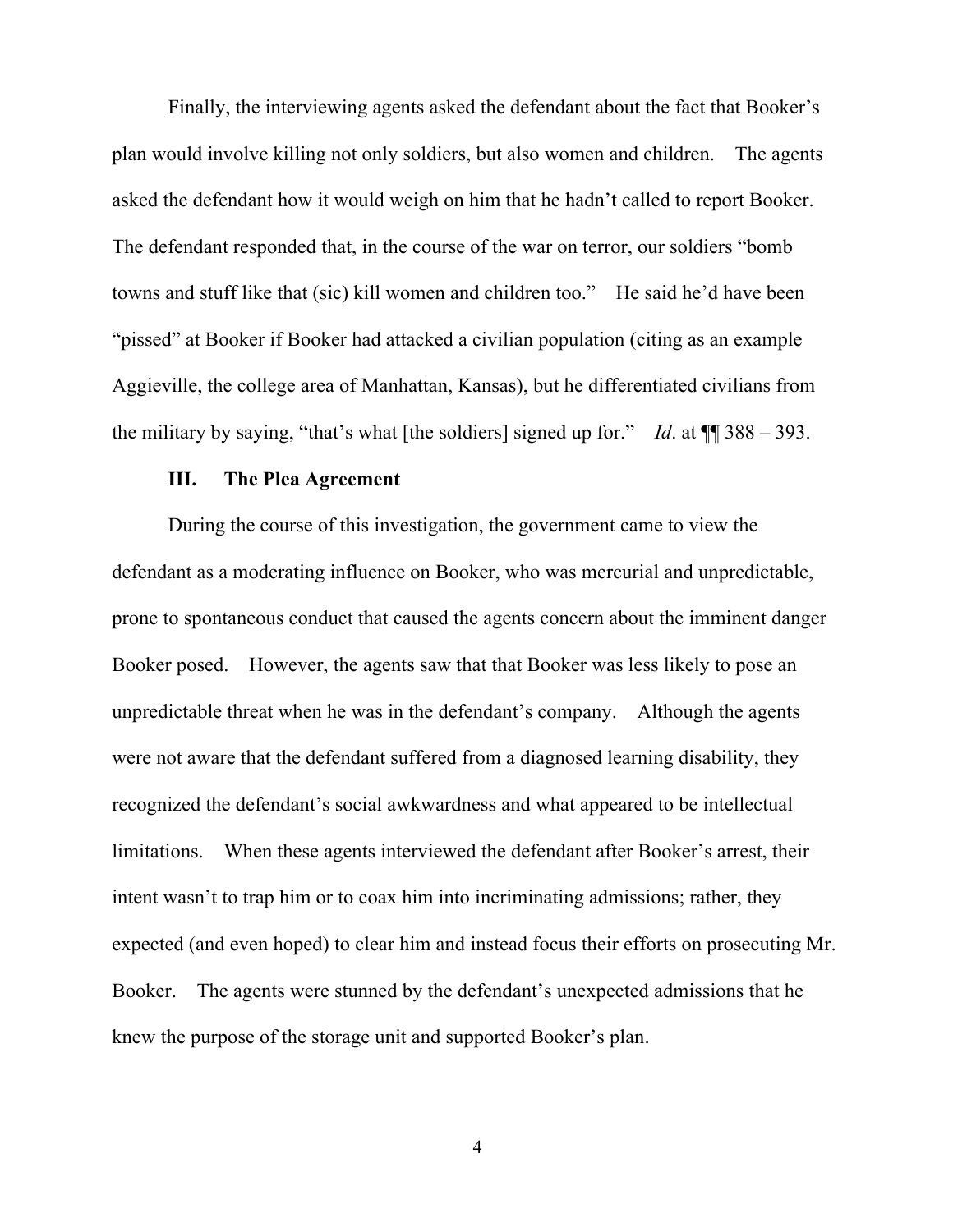Finally, the interviewing agents asked the defendant about the fact that Booker's plan would involve killing not only soldiers, but also women and children. The agents asked the defendant how it would weigh on him that he hadn't called to report Booker. The defendant responded that, in the course of the war on terror, our soldiers "bomb towns and stuff like that (sic) kill women and children too." He said he'd have been "pissed" at Booker if Booker had attacked a civilian population (citing as an example Aggieville, the college area of Manhattan, Kansas), but he differentiated civilians from the military by saying, "that's what [the soldiers] signed up for." *Id*. at ¶¶ 388 – 393.

## III. The Plea Agreement

During the course of this investigation, the government came to view the defendant as a moderating influence on Booker, who was mercurial and unpredictable, prone to spontaneous conduct that caused the agents concern about the imminent danger Booker posed. However, the agents saw that that Booker was less likely to pose an unpredictable threat when he was in the defendant's company. Although the agents were not aware that the defendant suffered from a diagnosed learning disability, they recognized the defendant's social awkwardness and what appeared to be intellectual limitations. When these agents interviewed the defendant after Booker's arrest, their intent wasn't to trap him or to coax him into incriminating admissions; rather, they expected (and even hoped) to clear him and instead focus their efforts on prosecuting Mr. Booker. The agents were stunned by the defendant's unexpected admissions that he knew the purpose of the storage unit and supported Booker's plan.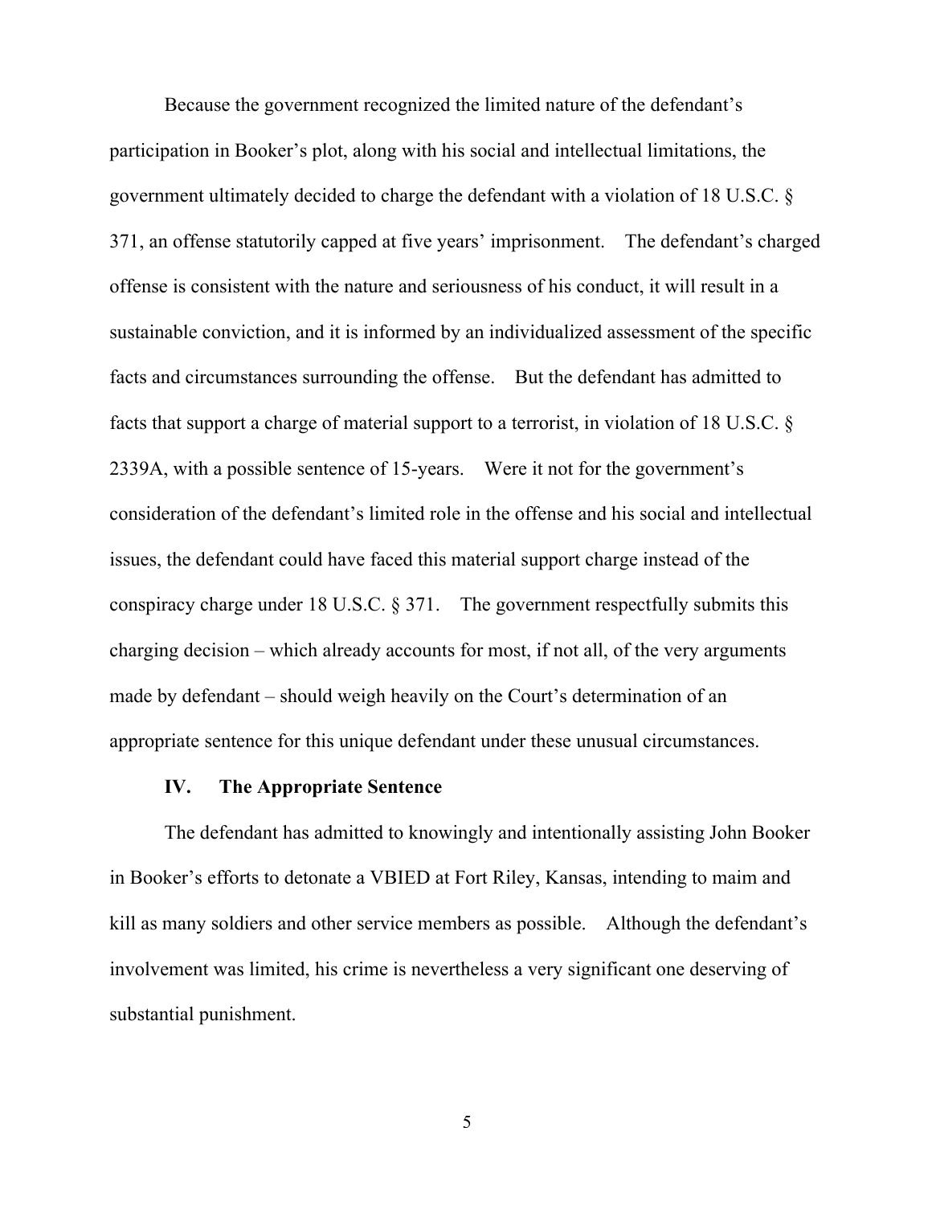Because the government recognized the limited nature of the defendant's participation in Booker's plot, along with his social and intellectual limitations, the government ultimately decided to charge the defendant with a violation of 18 U.S.C. § 371, an offense statutorily capped at five years' imprisonment. The defendant's charged offense is consistent with the nature and seriousness of his conduct, it will result in a sustainable conviction, and it is informed by an individualized assessment of the specific facts and circumstances surrounding the offense. But the defendant has admitted to facts that support a charge of material support to a terrorist, in violation of 18 U.S.C. § 2339A, with a possible sentence of 15-years. Were it not for the government's consideration of the defendant's limited role in the offense and his social and intellectual issues, the defendant could have faced this material support charge instead of the conspiracy charge under 18 U.S.C. § 371. The government respectfully submits this charging decision – which already accounts for most, if not all, of the very arguments made by defendant – should weigh heavily on the Court's determination of an appropriate sentence for this unique defendant under these unusual circumstances.

## IV. The Appropriate Sentence

The defendant has admitted to knowingly and intentionally assisting John Booker in Booker's efforts to detonate a VBIED at Fort Riley, Kansas, intending to maim and kill as many soldiers and other service members as possible. Although the defendant's involvement was limited, his crime is nevertheless a very significant one deserving of substantial punishment.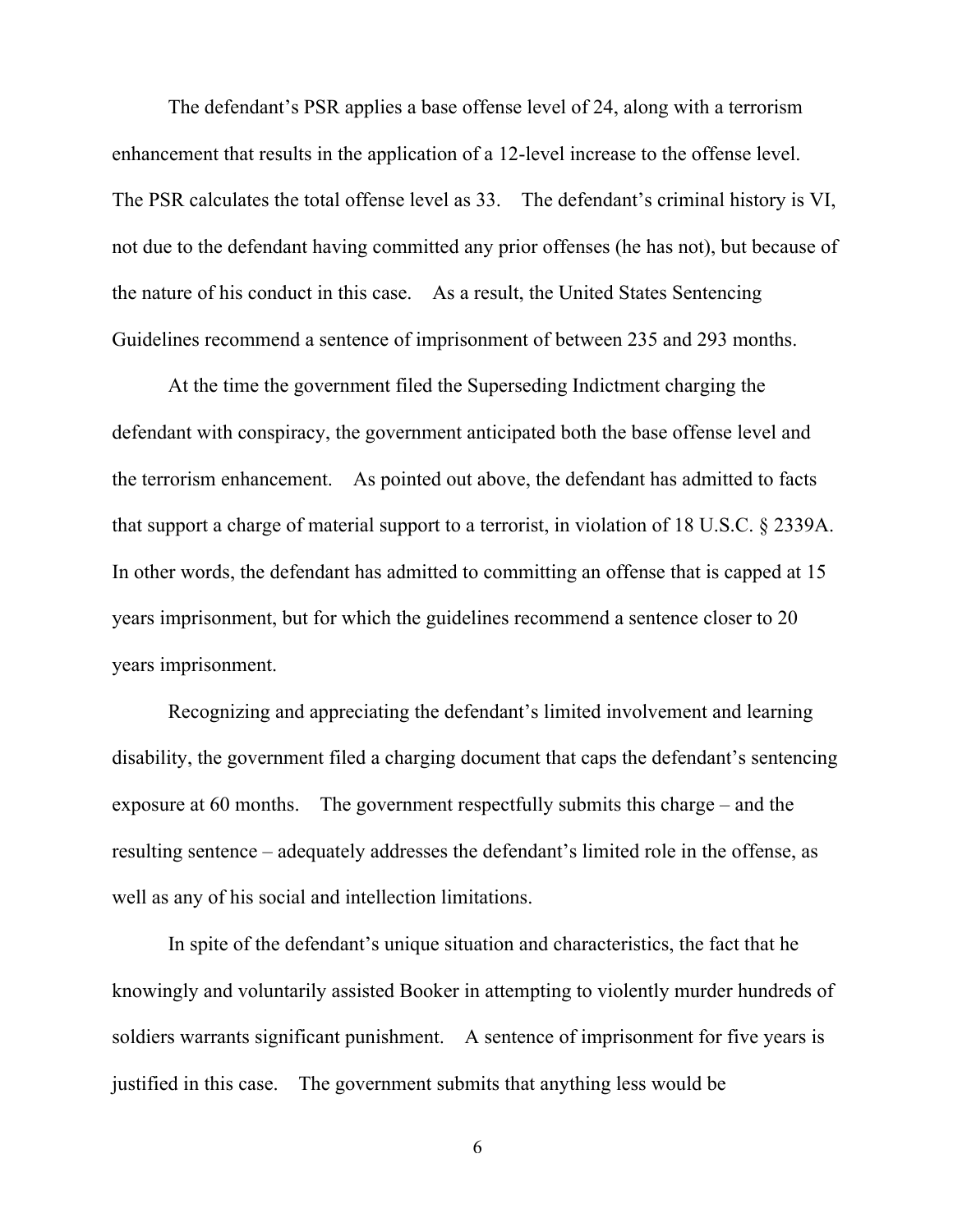The defendant's PSR applies a base offense level of 24, along with a terrorism enhancement that results in the application of a 12-level increase to the offense level. The PSR calculates the total offense level as 33. The defendant's criminal history is VI, not due to the defendant having committed any prior offenses (he has not), but because of the nature of his conduct in this case. As a result, the United States Sentencing Guidelines recommend a sentence of imprisonment of between 235 and 293 months.

At the time the government filed the Superseding Indictment charging the defendant with conspiracy, the government anticipated both the base offense level and the terrorism enhancement. As pointed out above, the defendant has admitted to facts that support a charge of material support to a terrorist, in violation of 18 U.S.C. § 2339A. In other words, the defendant has admitted to committing an offense that is capped at 15 years imprisonment, but for which the guidelines recommend a sentence closer to 20 years imprisonment.

Recognizing and appreciating the defendant's limited involvement and learning disability, the government filed a charging document that caps the defendant's sentencing exposure at 60 months. The government respectfully submits this charge – and the resulting sentence – adequately addresses the defendant's limited role in the offense, as well as any of his social and intellection limitations.

In spite of the defendant's unique situation and characteristics, the fact that he knowingly and voluntarily assisted Booker in attempting to violently murder hundreds of soldiers warrants significant punishment. A sentence of imprisonment for five years is justified in this case. The government submits that anything less would be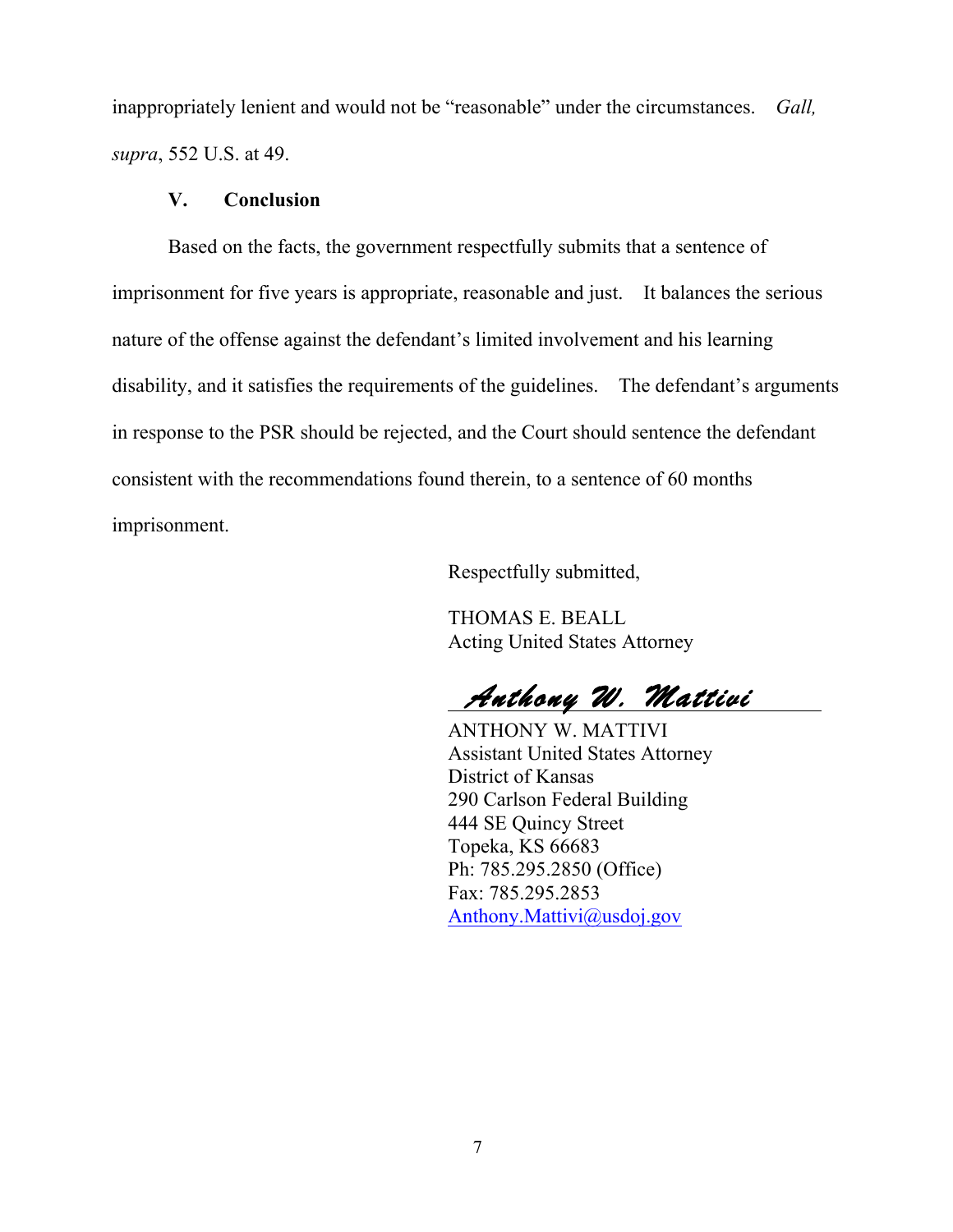inappropriately lenient and would not be "reasonable" under the circumstances. *Gall, supra*, 552 U.S. at 49.

## V. Conclusion

Based on the facts, the government respectfully submits that a sentence of imprisonment for five years is appropriate, reasonable and just. It balances the serious nature of the offense against the defendant's limited involvement and his learning disability, and it satisfies the requirements of the guidelines. The defendant's arguments in response to the PSR should be rejected, and the Court should sentence the defendant consistent with the recommendations found therein, to a sentence of 60 months imprisonment.

Respectfully submitted,

THOMAS E. BEALL
Acting United States Attorney

*Anthony W. Mattivi*

ANTHONY W. MATTIVI
Assistant United States Attorney
District of Kansas
290 Carlson Federal Building
444 SE Quincy Street
Topeka, KS 66683
Ph: 785.295.2850 (Office)
Fax: 785.295.2853
Anthony.Mattivi@usdoj.gov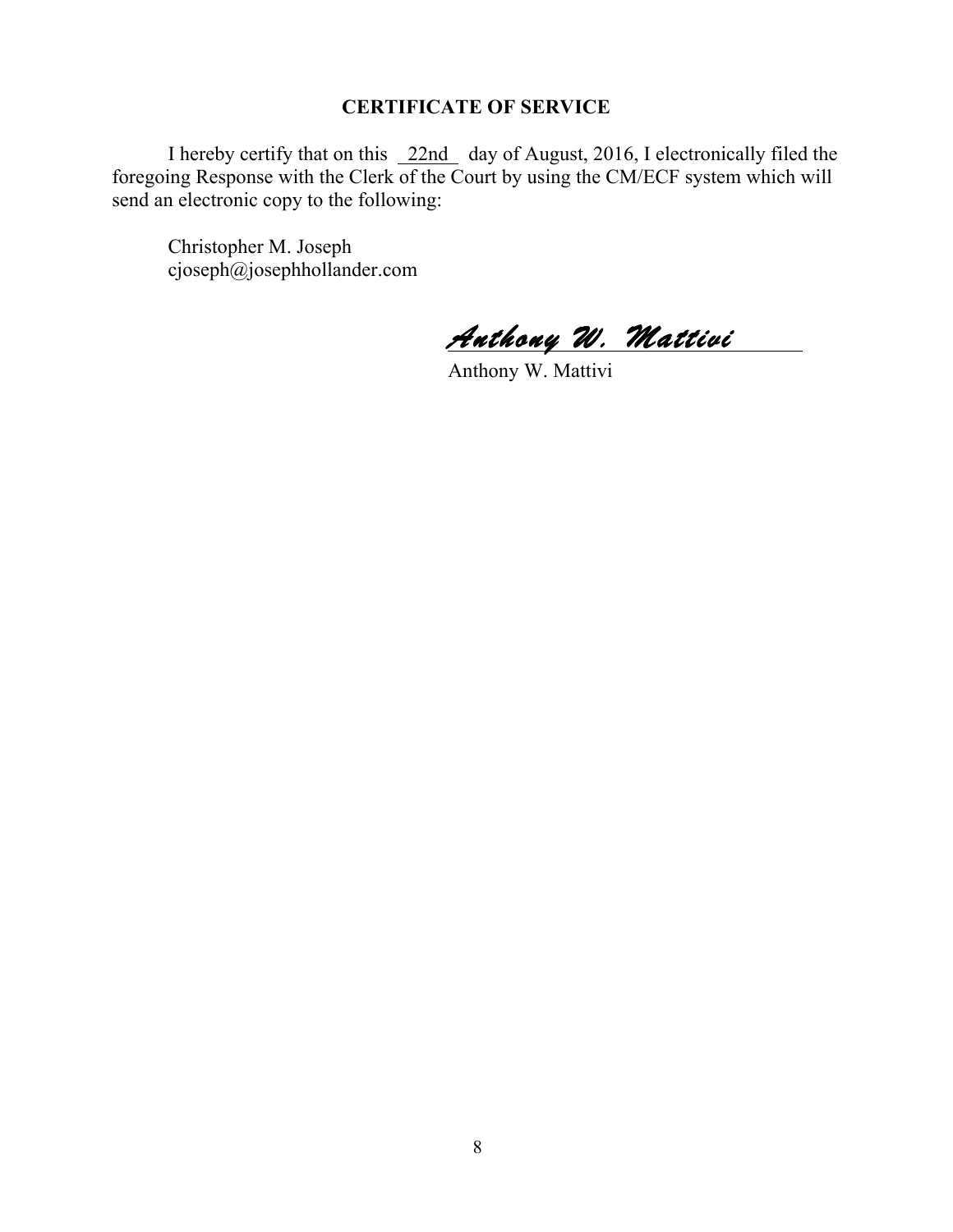**CERTIFICATE OF SERVICE**

I hereby certify that on this 22nd day of August, 2016, I electronically filed the foregoing Response with the Clerk of the Court by using the CM/ECF system which will send an electronic copy to the following:

Christopher M. Joseph
cjoseph@josephhollander.com

*Anthony W. Mattivi*
Anthony W. Mattivi